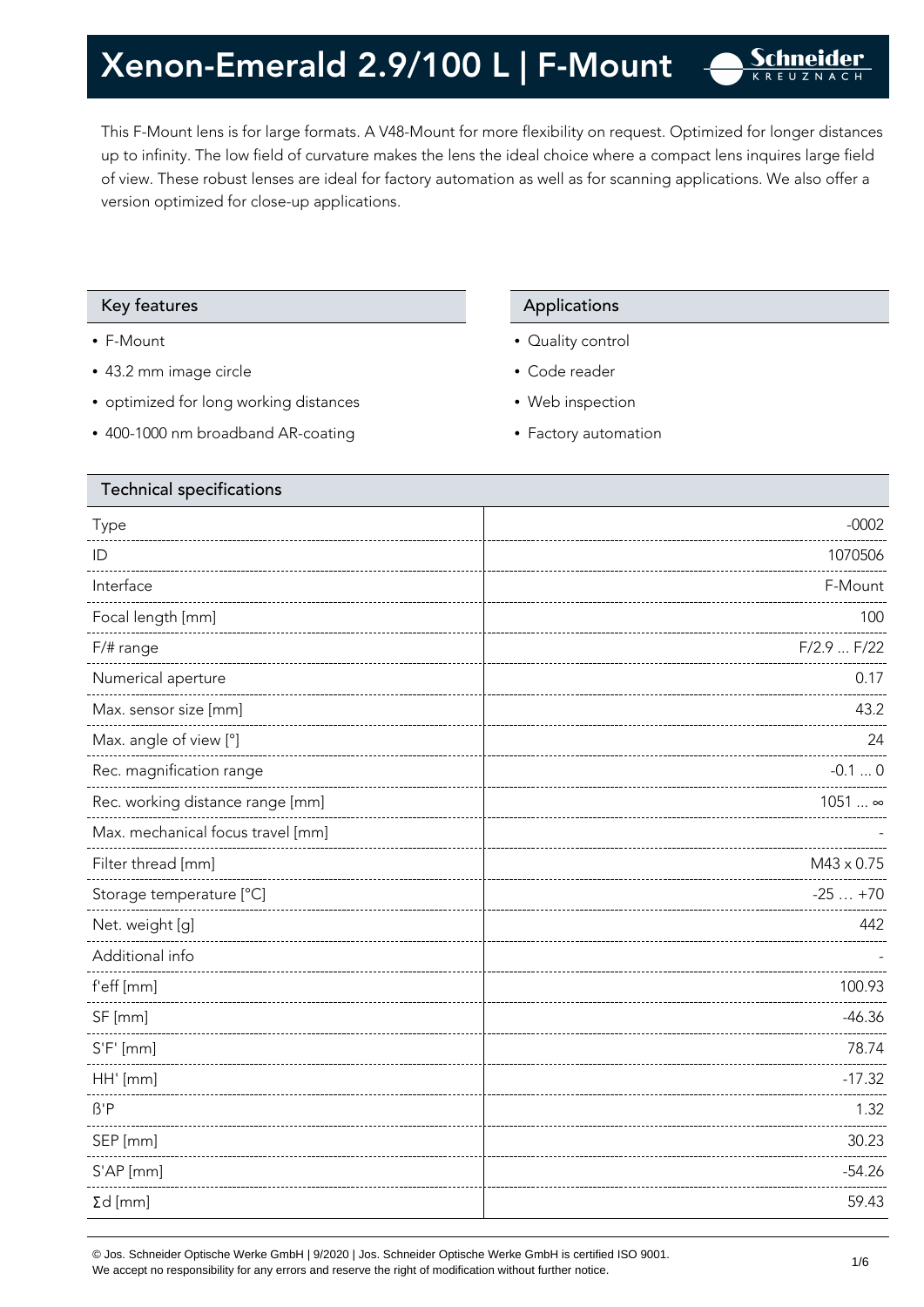# Xenon-Emerald 2.9/100 L | F-Mount

This F-Mount lens is for large formats. A V48-Mount for more flexibility on request. Optimized for longer distances up to infinity. The low field of curvature makes the lens the ideal choice where a compact lens inquires large field of view. These robust lenses are ideal for factory automation as well as for scanning applications. We also offer a version optimized for close-up applications.

## Key features

- F-Mount
- 43.2 mm image circle
- optimized for long working distances
- 400-1000 nm broadband AR-coating

## Applications

- Quality control
- Code reader
- Web inspection
- Factory automation

## Technical specifications

| Parameter | Value |
|---|---|
| Type | -0002 |
| ID | 1070506 |
| Interface | F-Mount |
| Focal length [mm] | 100 |
| F/# range | F/2.9 ... F/22 |
| Numerical aperture | 0.17 |
| Max. sensor size [mm] | 43.2 |
| Max. angle of view [°] | 24 |
| Rec. magnification range | -0.1 ... 0 |
| Rec. working distance range [mm] | 1051 ... ∞ |
| Max. mechanical focus travel [mm] | - |
| Filter thread [mm] | M43 x 0.75 |
| Storage temperature [°C] | -25 … +70 |
| Net. weight [g] | 442 |
| Additional info | - |
| f'eff [mm] | 100.93 |
| SF [mm] | -46.36 |
| S'F' [mm] | 78.74 |
| HH' [mm] | -17.32 |
| ß'P | 1.32 |
| SEP [mm] | 30.23 |
| S'AP [mm] | -54.26 |
| Σd [mm] | 59.43 |

© Jos. Schneider Optische Werke GmbH | 9/2020 | Jos. Schneider Optische Werke GmbH is certified ISO 9001.
We accept no responsibility for any errors and reserve the right of modification without further notice.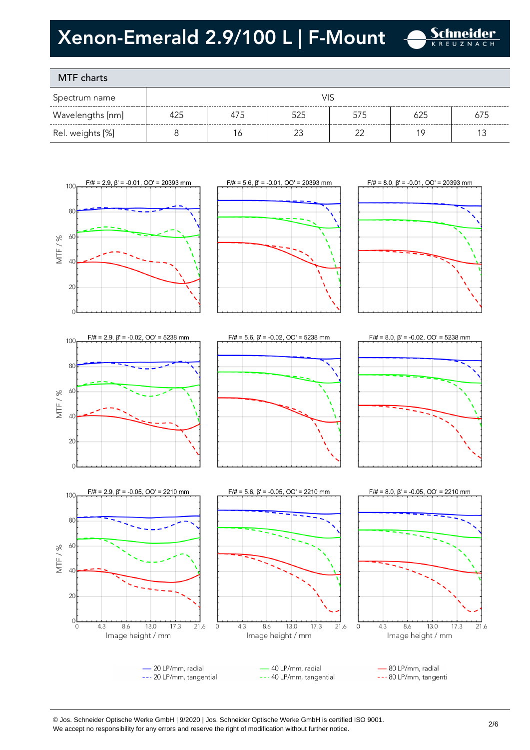# Xenon-Emerald 2.9/100 L | F-Mount

## MTF charts

| Spectrum name | VIS | | | | | |
|---|---|---|---|---|---|---|
| Wavelengths [nm] | 425 | 475 | 525 | 575 | 625 | 675 |
| Rel. weights [%] | 8 | 16 | 23 | 22 | 19 | 13 |

F/# = 2.9, β' = -0.01, OO' = 20393 mm

F/# = 5.6, β' = -0.01, OO' = 20393 mm

F/# = 8.0, β' = -0.01, OO' = 20393 mm

F/# = 2.9, β' = -0.02, OO' = 5238 mm

F/# = 5.6, β' = -0.02, OO' = 5238 mm

F/# = 8.0, β' = -0.02, OO' = 5238 mm

F/# = 2.9, β' = -0.05, OO' = 2210 mm

F/# = 5.6, β' = -0.05, OO' = 2210 mm

F/# = 8.0, β' = -0.05, OO' = 2210 mm

MTF / %

Image height / mm

— 20 LP/mm, radial
--- 20 LP/mm, tangential
— 40 LP/mm, radial
--- 40 LP/mm, tangential
— 80 LP/mm, radial
--- 80 LP/mm, tangenti

© Jos. Schneider Optische Werke GmbH | 9/2020 | Jos. Schneider Optische Werke GmbH is certified ISO 9001.
We accept no responsibility for any errors and reserve the right of modification without further notice.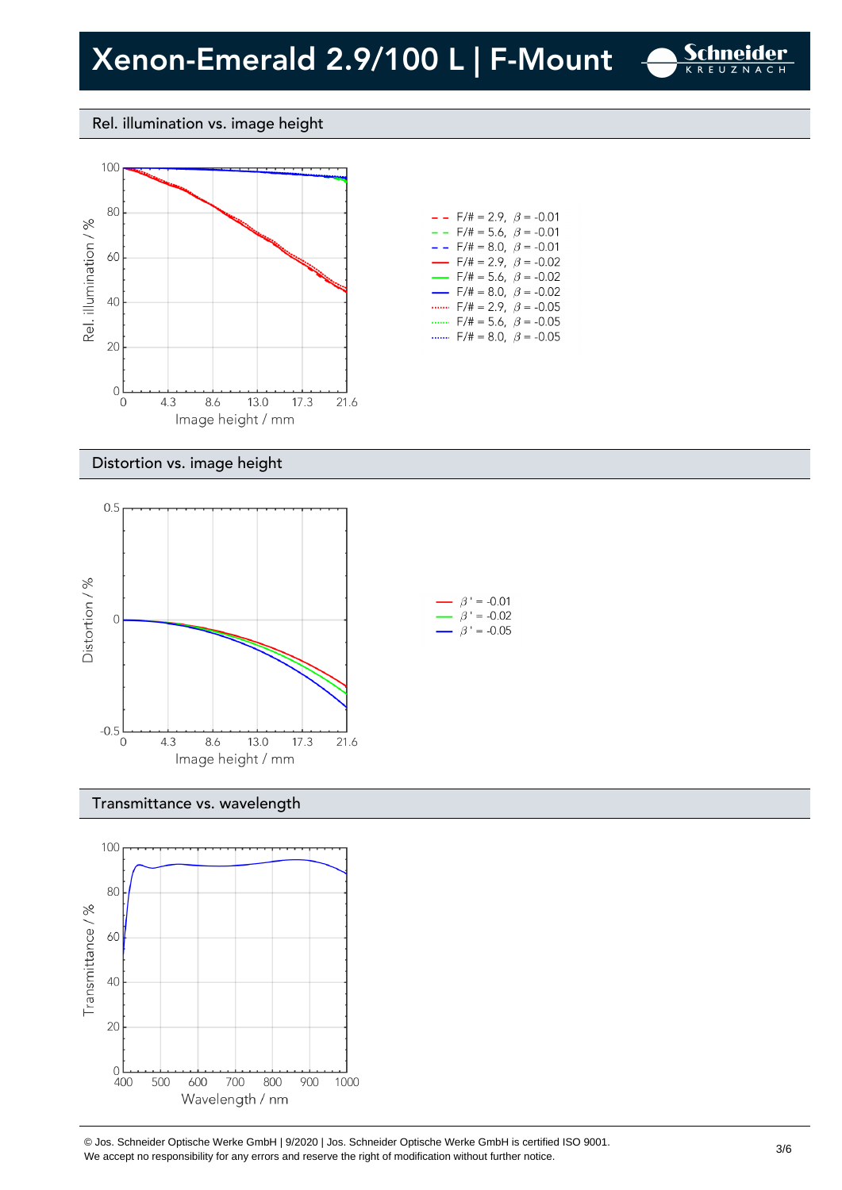# Xenon-Emerald 2.9/100 L | F-Mount

## Rel. illumination vs. image height

| | |
|---|---|
| F/# = 2.9, $\beta$ = -0.01 | |
| F/# = 5.6, $\beta$ = -0.01 | |
| F/# = 8.0, $\beta$ = -0.01 | |
| F/# = 2.9, $\beta$ = -0.02 | |
| F/# = 5.6, $\beta$ = -0.02 | |
| F/# = 8.0, $\beta$ = -0.02 | |
| F/# = 2.9, $\beta$ = -0.05 | |
| F/# = 5.6, $\beta$ = -0.05 | |
| F/# = 8.0, $\beta$ = -0.05 | |

Rel. illumination / %

Image height / mm

## Distortion vs. image height

- $\beta$ ' = -0.01
- $\beta$ ' = -0.02
- $\beta$ ' = -0.05

Distortion / %

Image height / mm

## Transmittance vs. wavelength

Transmittance / %

Wavelength / nm

© Jos. Schneider Optische Werke GmbH | 9/2020 | Jos. Schneider Optische Werke GmbH is certified ISO 9001.
We accept no responsibility for any errors and reserve the right of modification without further notice.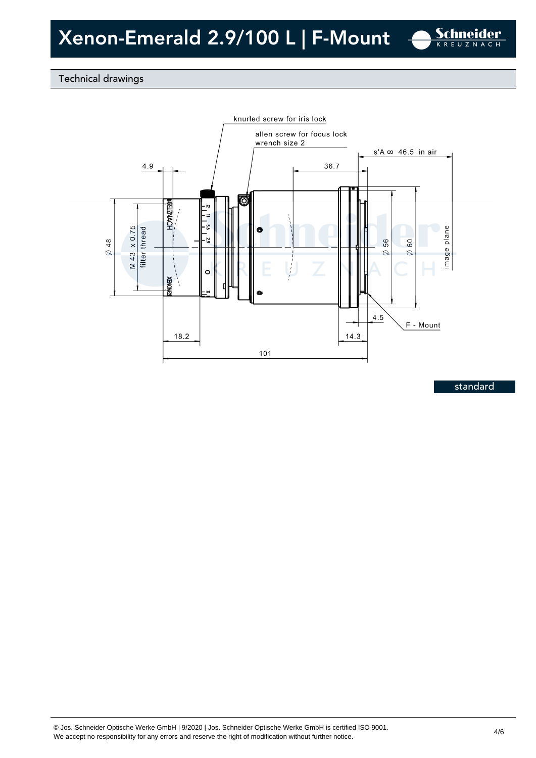## Technical drawings

knurled screw for iris lock

allen screw for focus lock
wrench size 2

s'A ∞ 46.5 in air

4.9

36.7

Ø 48

M 43 x 0.75
filter thread

Ø 56

Ø 60

image plane

4.5

F - Mount

18.2

14.3

101

standard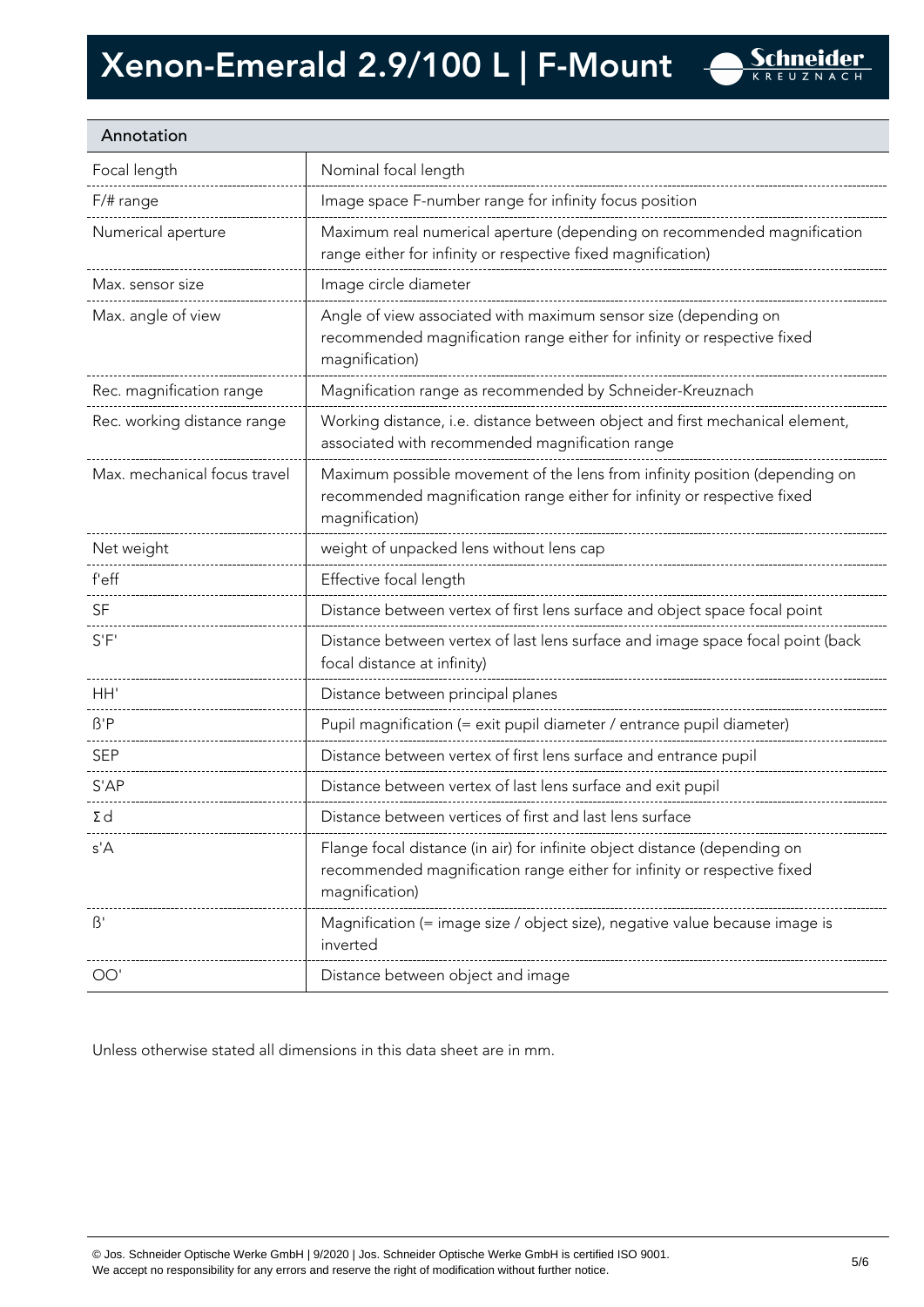# Xenon-Emerald 2.9/100 L | F-Mount

| Annotation | |
|---|---|
| Focal length | Nominal focal length |
| F/# range | Image space F-number range for infinity focus position |
| Numerical aperture | Maximum real numerical aperture (depending on recommended magnification range either for infinity or respective fixed magnification) |
| Max. sensor size | Image circle diameter |
| Max. angle of view | Angle of view associated with maximum sensor size (depending on recommended magnification range either for infinity or respective fixed magnification) |
| Rec. magnification range | Magnification range as recommended by Schneider-Kreuznach |
| Rec. working distance range | Working distance, i.e. distance between object and first mechanical element, associated with recommended magnification range |
| Max. mechanical focus travel | Maximum possible movement of the lens from infinity position (depending on recommended magnification range either for infinity or respective fixed magnification) |
| Net weight | weight of unpacked lens without lens cap |
| f'eff | Effective focal length |
| SF | Distance between vertex of first lens surface and object space focal point |
| S'F' | Distance between vertex of last lens surface and image space focal point (back focal distance at infinity) |
| HH' | Distance between principal planes |
| ß'P | Pupil magnification (= exit pupil diameter / entrance pupil diameter) |
| SEP | Distance between vertex of first lens surface and entrance pupil |
| S'AP | Distance between vertex of last lens surface and exit pupil |
| Σ d | Distance between vertices of first and last lens surface |
| s'A | Flange focal distance (in air) for infinite object distance (depending on recommended magnification range either for infinity or respective fixed magnification) |
| ß' | Magnification (= image size / object size), negative value because image is inverted |
| OO' | Distance between object and image |

Unless otherwise stated all dimensions in this data sheet are in mm.

© Jos. Schneider Optische Werke GmbH | 9/2020 | Jos. Schneider Optische Werke GmbH is certified ISO 9001.
We accept no responsibility for any errors and reserve the right of modification without further notice.